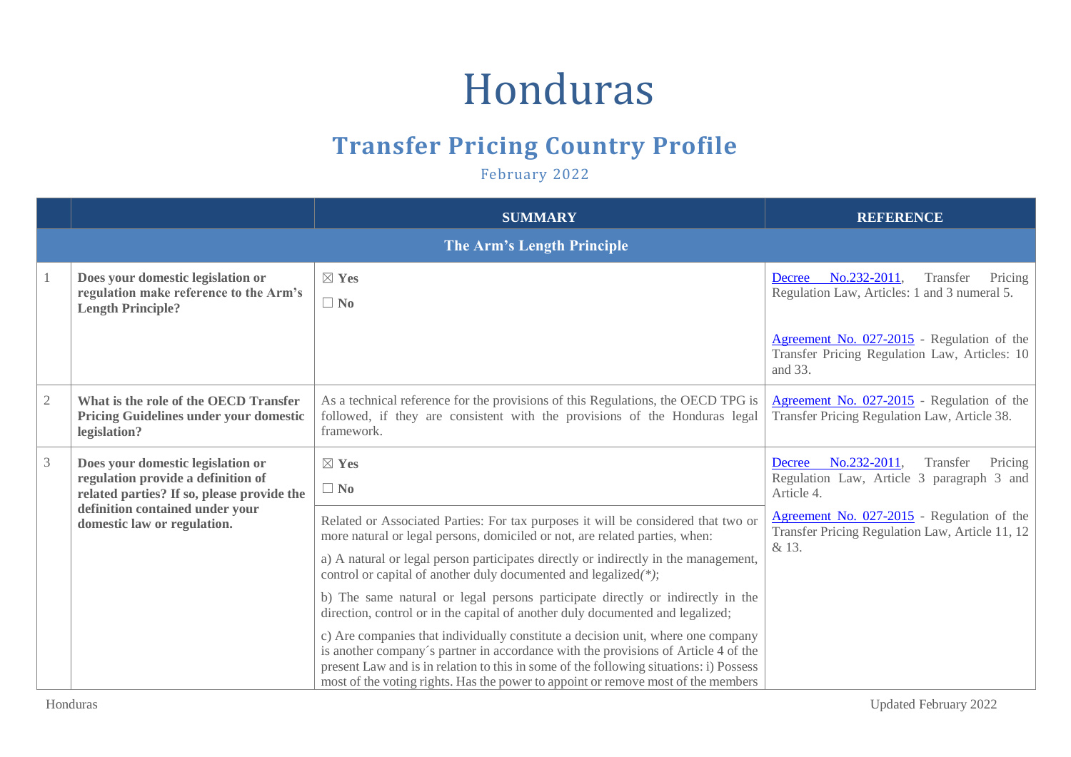# Honduras

## Transfer Pricing Country Profile

February 2022

| | | SUMMARY | REFERENCE |
|---|---|---|---|
| **The Arm's Length Principle** | | | |
| 1 | **Does your domestic legislation or regulation make reference to the Arm's Length Principle?** | ☒ **Yes**<br>☐ **No** | Decree No.232-2011, Transfer Pricing Regulation Law, Articles: 1 and 3 numeral 5.<br><br>Agreement No. 027-2015 - Regulation of the Transfer Pricing Regulation Law, Articles: 10 and 33. |
| 2 | **What is the role of the OECD Transfer Pricing Guidelines under your domestic legislation?** | As a technical reference for the provisions of this Regulations, the OECD TPG is followed, if they are consistent with the provisions of the Honduras legal framework. | Agreement No. 027-2015 - Regulation of the Transfer Pricing Regulation Law, Article 38. |
| 3 | **Does your domestic legislation or regulation provide a definition of related parties? If so, please provide the definition contained under your domestic law or regulation.** | ☒ **Yes**<br>☐ **No**<br><br>Related or Associated Parties: For tax purposes it will be considered that two or more natural or legal persons, domiciled or not, are related parties, when:<br><br>a) A natural or legal person participates directly or indirectly in the management, control or capital of another duly documented and legalized*(\*)*;<br><br>b) The same natural or legal persons participate directly or indirectly in the direction, control or in the capital of another duly documented and legalized;<br><br>c) Are companies that individually constitute a decision unit, where one company is another company´s partner in accordance with the provisions of Article 4 of the present Law and is in relation to this in some of the following situations: i) Possess most of the voting rights. Has the power to appoint or remove most of the members | Decree No.232-2011, Transfer Pricing Regulation Law, Article 3 paragraph 3 and Article 4.<br><br>Agreement No. 027-2015 - Regulation of the Transfer Pricing Regulation Law, Article 11, 12 & 13. |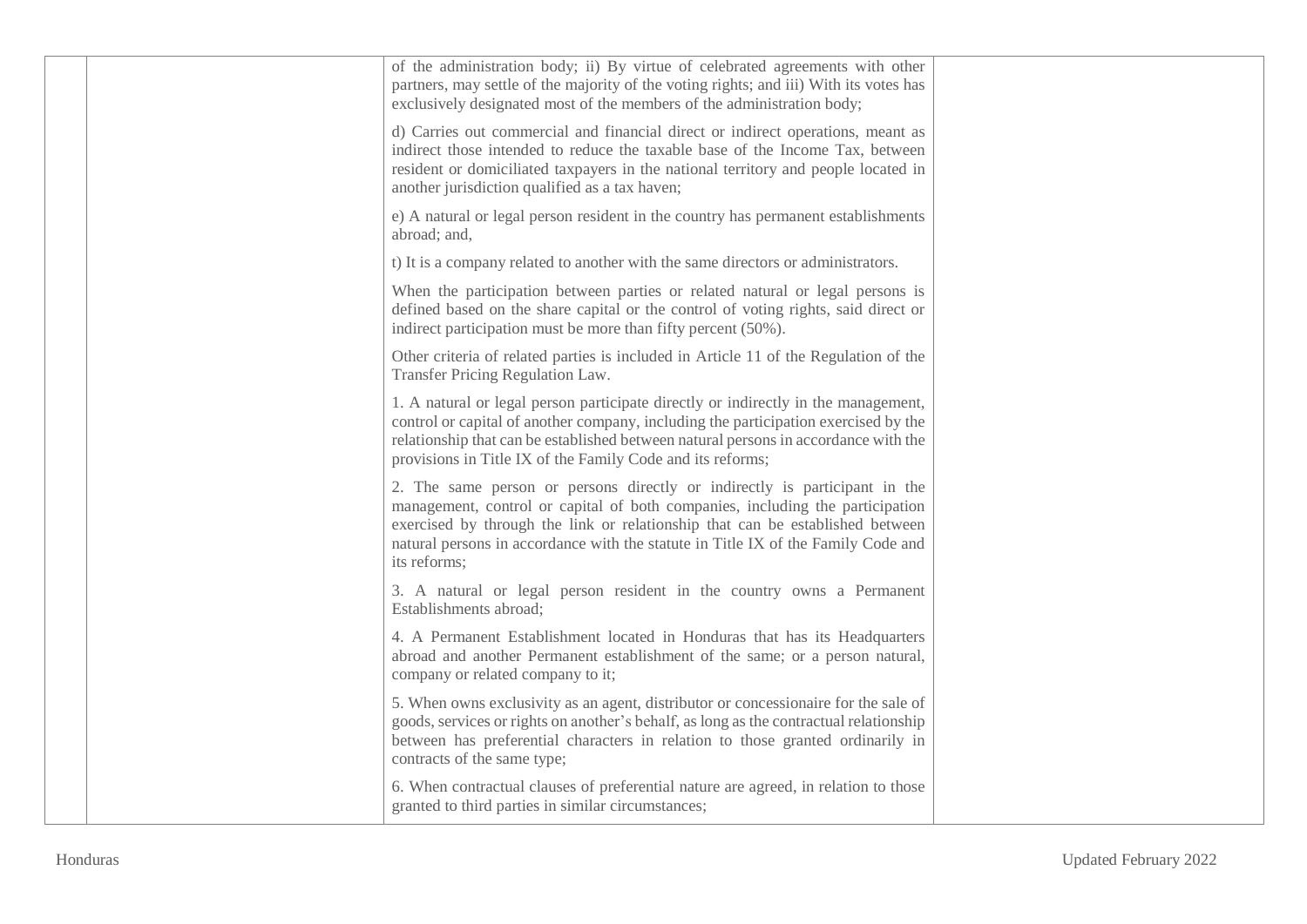| | | | |
|---|---|---|---|
| | | of the administration body; ii) By virtue of celebrated agreements with other partners, may settle of the majority of the voting rights; and iii) With its votes has exclusively designated most of the members of the administration body;<br><br>d) Carries out commercial and financial direct or indirect operations, meant as indirect those intended to reduce the taxable base of the Income Tax, between resident or domiciliated taxpayers in the national territory and people located in another jurisdiction qualified as a tax haven;<br><br>e) A natural or legal person resident in the country has permanent establishments abroad; and,<br><br>t) It is a company related to another with the same directors or administrators.<br><br>When the participation between parties or related natural or legal persons is defined based on the share capital or the control of voting rights, said direct or indirect participation must be more than fifty percent (50%).<br><br>Other criteria of related parties is included in Article 11 of the Regulation of the Transfer Pricing Regulation Law.<br><br>1. A natural or legal person participate directly or indirectly in the management, control or capital of another company, including the participation exercised by the relationship that can be established between natural persons in accordance with the provisions in Title IX of the Family Code and its reforms;<br><br>2. The same person or persons directly or indirectly is participant in the management, control or capital of both companies, including the participation exercised by through the link or relationship that can be established between natural persons in accordance with the statute in Title IX of the Family Code and its reforms;<br><br>3. A natural or legal person resident in the country owns a Permanent Establishments abroad;<br><br>4. A Permanent Establishment located in Honduras that has its Headquarters abroad and another Permanent establishment of the same; or a person natural, company or related company to it;<br><br>5. When owns exclusivity as an agent, distributor or concessionaire for the sale of goods, services or rights on another's behalf, as long as the contractual relationship between has preferential characters in relation to those granted ordinarily in contracts of the same type;<br><br>6. When contractual clauses of preferential nature are agreed, in relation to those granted to third parties in similar circumstances; | |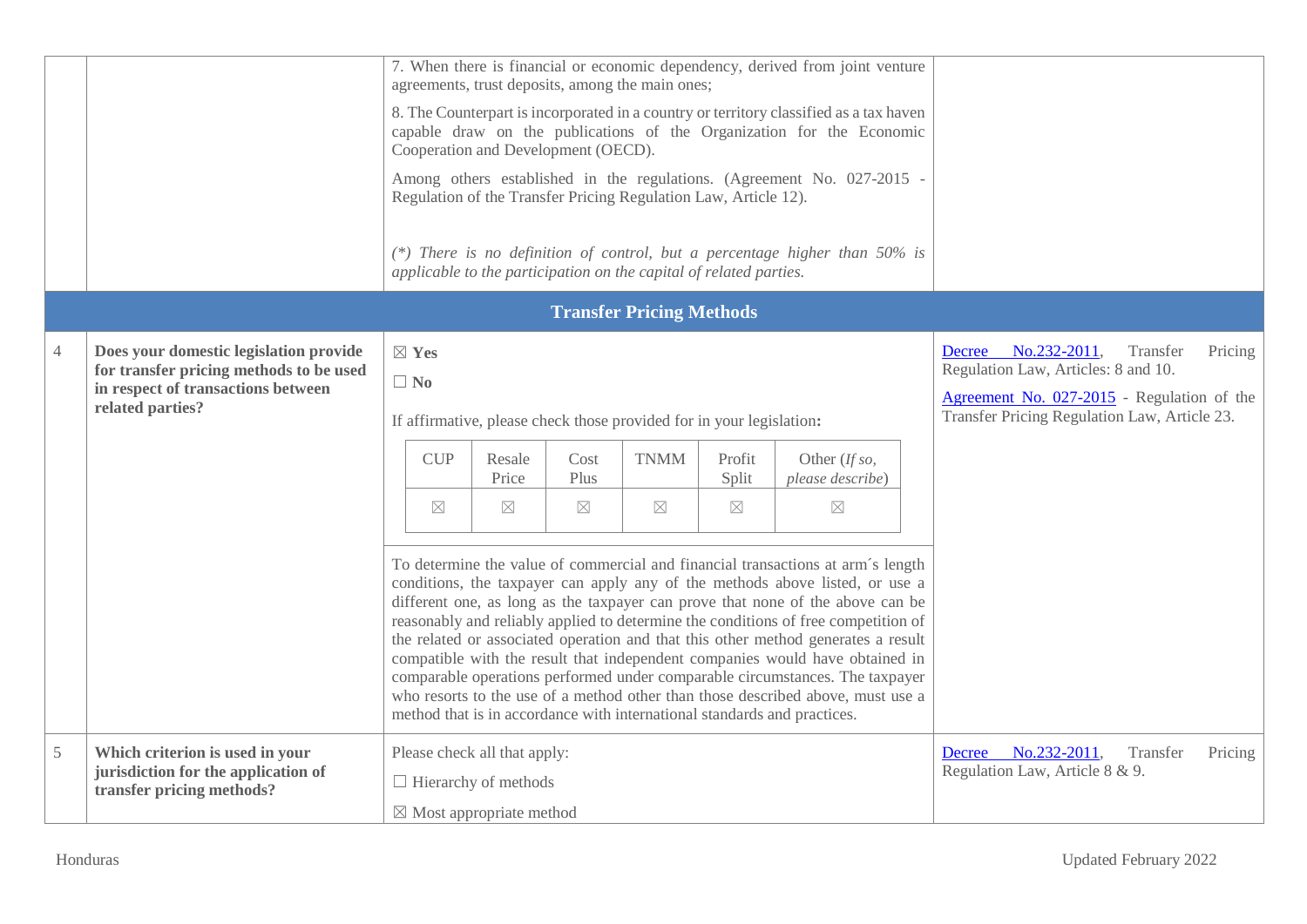| | | | |
|---|---|---|---|
| | | 7. When there is financial or economic dependency, derived from joint venture agreements, trust deposits, among the main ones;<br><br>8. The Counterpart is incorporated in a country or territory classified as a tax haven capable draw on the publications of the Organization for the Economic Cooperation and Development (OECD).<br><br>Among others established in the regulations. (Agreement No. 027-2015 - Regulation of the Transfer Pricing Regulation Law, Article 12).<br><br>*(\*) There is no definition of control, but a percentage higher than 50% is applicable to the participation on the capital of related parties.* | |
| **Transfer Pricing Methods** | | | |
| 4 | **Does your domestic legislation provide for transfer pricing methods to be used in respect of transactions between related parties?** | ☒ **Yes**<br><br>☐ **No**<br><br>If affirmative, please check those provided for in your legislation**:**<br><br>CUP ☒ · Resale Price ☒ · Cost Plus ☒ · TNMM ☒ · Profit Split ☒ · Other (*If so, please describe*) ☒<br><br>To determine the value of commercial and financial transactions at arm´s length conditions, the taxpayer can apply any of the methods above listed, or use a different one, as long as the taxpayer can prove that none of the above can be reasonably and reliably applied to determine the conditions of free competition of the related or associated operation and that this other method generates a result compatible with the result that independent companies would have obtained in comparable operations performed under comparable circumstances. The taxpayer who resorts to the use of a method other than those described above, must use a method that is in accordance with international standards and practices. | Decree No.232-2011, Transfer Pricing Regulation Law, Articles: 8 and 10.<br><br>Agreement No. 027-2015 - Regulation of the Transfer Pricing Regulation Law, Article 23. |
| 5 | **Which criterion is used in your jurisdiction for the application of transfer pricing methods?** | Please check all that apply:<br><br>☐ Hierarchy of methods<br><br>☒ Most appropriate method | Decree No.232-2011, Transfer Pricing Regulation Law, Article 8 & 9. |

| CUP | Resale Price | Cost Plus | TNMM | Profit Split | Other (*If so, please describe*) |
|---|---|---|---|---|---|
| ☒ | ☒ | ☒ | ☒ | ☒ | ☒ |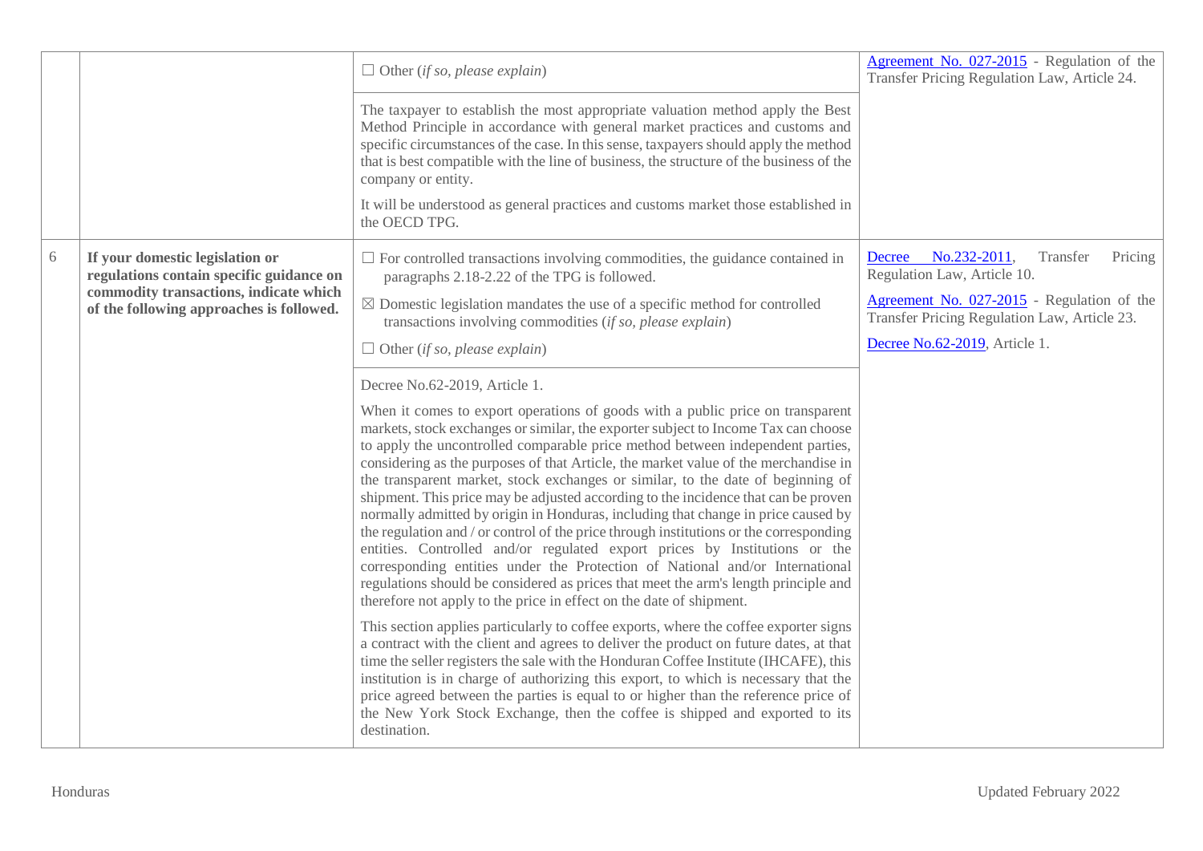| | | | |
|---|---|---|---|
| | | ☐ Other (*if so, please explain*)<br><br>The taxpayer to establish the most appropriate valuation method apply the Best Method Principle in accordance with general market practices and customs and specific circumstances of the case. In this sense, taxpayers should apply the method that is best compatible with the line of business, the structure of the business of the company or entity.<br><br>It will be understood as general practices and customs market those established in the OECD TPG. | Agreement No. 027-2015 - Regulation of the Transfer Pricing Regulation Law, Article 24. |
| 6 | **If your domestic legislation or regulations contain specific guidance on commodity transactions, indicate which of the following approaches is followed.** | ☐ For controlled transactions involving commodities, the guidance contained in paragraphs 2.18-2.22 of the TPG is followed.<br><br>☒ Domestic legislation mandates the use of a specific method for controlled transactions involving commodities (*if so, please explain*)<br><br>☐ Other (*if so, please explain*)<br><br>Decree No.62-2019, Article 1.<br><br>When it comes to export operations of goods with a public price on transparent markets, stock exchanges or similar, the exporter subject to Income Tax can choose to apply the uncontrolled comparable price method between independent parties, considering as the purposes of that Article, the market value of the merchandise in the transparent market, stock exchanges or similar, to the date of beginning of shipment. This price may be adjusted according to the incidence that can be proven normally admitted by origin in Honduras, including that change in price caused by the regulation and / or control of the price through institutions or the corresponding entities. Controlled and/or regulated export prices by Institutions or the corresponding entities under the Protection of National and/or International regulations should be considered as prices that meet the arm's length principle and therefore not apply to the price in effect on the date of shipment.<br><br>This section applies particularly to coffee exports, where the coffee exporter signs a contract with the client and agrees to deliver the product on future dates, at that time the seller registers the sale with the Honduran Coffee Institute (IHCAFE), this institution is in charge of authorizing this export, to which is necessary that the price agreed between the parties is equal to or higher than the reference price of the New York Stock Exchange, then the coffee is shipped and exported to its destination. | Decree No.232-2011, Transfer Pricing Regulation Law, Article 10.<br><br>Agreement No. 027-2015 - Regulation of the Transfer Pricing Regulation Law, Article 23.<br><br>Decree No.62-2019, Article 1. |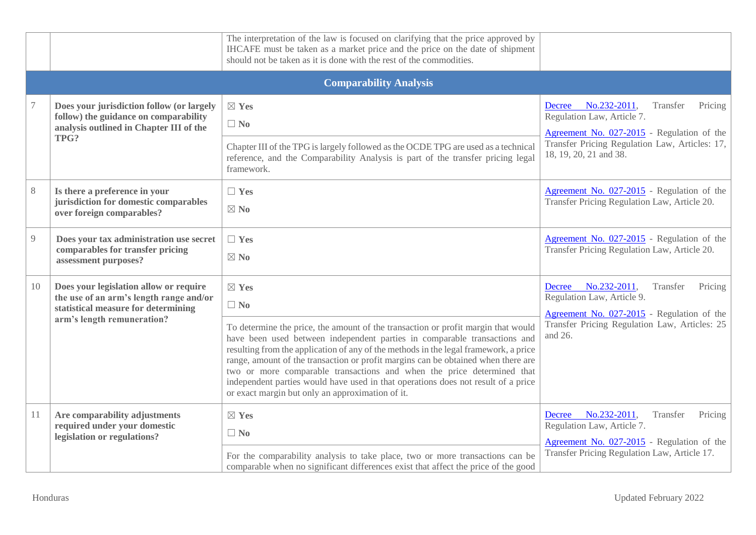| | | | |
|---|---|---|---|
| | | The interpretation of the law is focused on clarifying that the price approved by IHCAFE must be taken as a market price and the price on the date of shipment should not be taken as it is done with the rest of the commodities. | |
| **Comparability Analysis** | | | |
| 7 | **Does your jurisdiction follow (or largely follow) the guidance on comparability analysis outlined in Chapter III of the TPG?** | ☒ **Yes**<br>☐ **No**<br><br>Chapter III of the TPG is largely followed as the OCDE TPG are used as a technical reference, and the Comparability Analysis is part of the transfer pricing legal framework. | Decree No.232-2011, Transfer Pricing Regulation Law, Article 7.<br><br>Agreement No. 027-2015 - Regulation of the Transfer Pricing Regulation Law, Articles: 17, 18, 19, 20, 21 and 38. |
| 8 | **Is there a preference in your jurisdiction for domestic comparables over foreign comparables?** | ☐ **Yes**<br>☒ **No** | Agreement No. 027-2015 - Regulation of the Transfer Pricing Regulation Law, Article 20. |
| 9 | **Does your tax administration use secret comparables for transfer pricing assessment purposes?** | ☐ **Yes**<br>☒ **No** | Agreement No. 027-2015 - Regulation of the Transfer Pricing Regulation Law, Article 20. |
| 10 | **Does your legislation allow or require the use of an arm's length range and/or statistical measure for determining arm's length remuneration?** | ☒ **Yes**<br>☐ **No**<br><br>To determine the price, the amount of the transaction or profit margin that would have been used between independent parties in comparable transactions and resulting from the application of any of the methods in the legal framework, a price range, amount of the transaction or profit margins can be obtained when there are two or more comparable transactions and when the price determined that independent parties would have used in that operations does not result of a price or exact margin but only an approximation of it. | Decree No.232-2011, Transfer Pricing Regulation Law, Article 9.<br><br>Agreement No. 027-2015 - Regulation of the Transfer Pricing Regulation Law, Articles: 25 and 26. |
| 11 | **Are comparability adjustments required under your domestic legislation or regulations?** | ☒ **Yes**<br>☐ **No**<br><br>For the comparability analysis to take place, two or more transactions can be comparable when no significant differences exist that affect the price of the good | Decree No.232-2011, Transfer Pricing Regulation Law, Article 7.<br><br>Agreement No. 027-2015 - Regulation of the Transfer Pricing Regulation Law, Article 17. |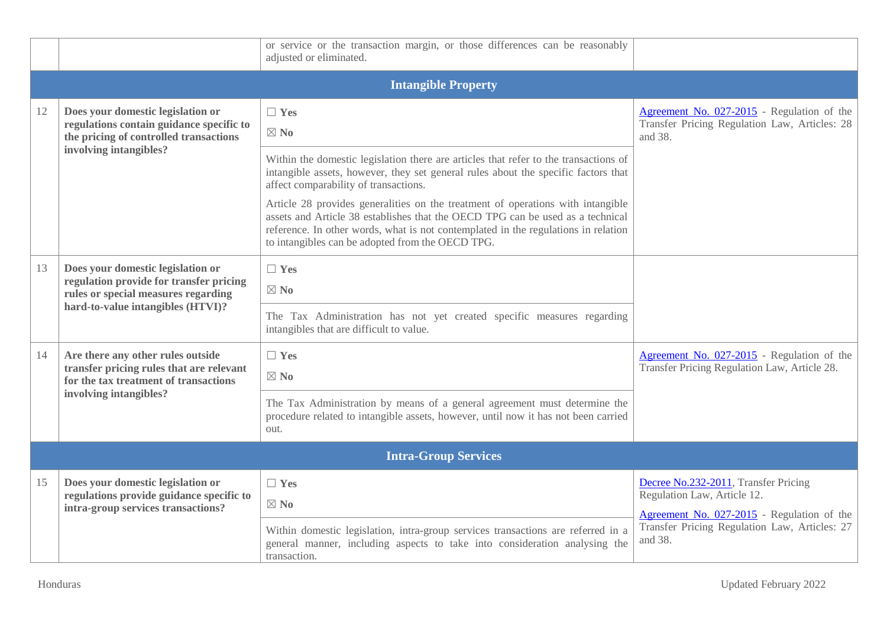| | | | |
|---|---|---|---|
| | | or service or the transaction margin, or those differences can be reasonably adjusted or eliminated. | |
| **Intangible Property** | | | |
| 12 | **Does your domestic legislation or regulations contain guidance specific to the pricing of controlled transactions involving intangibles?** | ☐ **Yes**<br>☒ **No** | Agreement No. 027-2015 - Regulation of the Transfer Pricing Regulation Law, Articles: 28 and 38. |
| | | Within the domestic legislation there are articles that refer to the transactions of intangible assets, however, they set general rules about the specific factors that affect comparability of transactions.<br>Article 28 provides generalities on the treatment of operations with intangible assets and Article 38 establishes that the OECD TPG can be used as a technical reference. In other words, what is not contemplated in the regulations in relation to intangibles can be adopted from the OECD TPG. | |
| 13 | **Does your domestic legislation or regulation provide for transfer pricing rules or special measures regarding hard-to-value intangibles (HTVI)?** | ☐ **Yes**<br>☒ **No** | |
| | | The Tax Administration has not yet created specific measures regarding intangibles that are difficult to value. | |
| 14 | **Are there any other rules outside transfer pricing rules that are relevant for the tax treatment of transactions involving intangibles?** | ☐ **Yes**<br>☒ **No** | Agreement No. 027-2015 - Regulation of the Transfer Pricing Regulation Law, Article 28. |
| | | The Tax Administration by means of a general agreement must determine the procedure related to intangible assets, however, until now it has not been carried out. | |
| **Intra-Group Services** | | | |
| 15 | **Does your domestic legislation or regulations provide guidance specific to intra-group services transactions?** | ☐ **Yes**<br>☒ **No** | Decree No.232-2011, Transfer Pricing Regulation Law, Article 12.<br>Agreement No. 027-2015 - Regulation of the Transfer Pricing Regulation Law, Articles: 27 and 38. |
| | | Within domestic legislation, intra-group services transactions are referred in a general manner, including aspects to take into consideration analysing the transaction. | |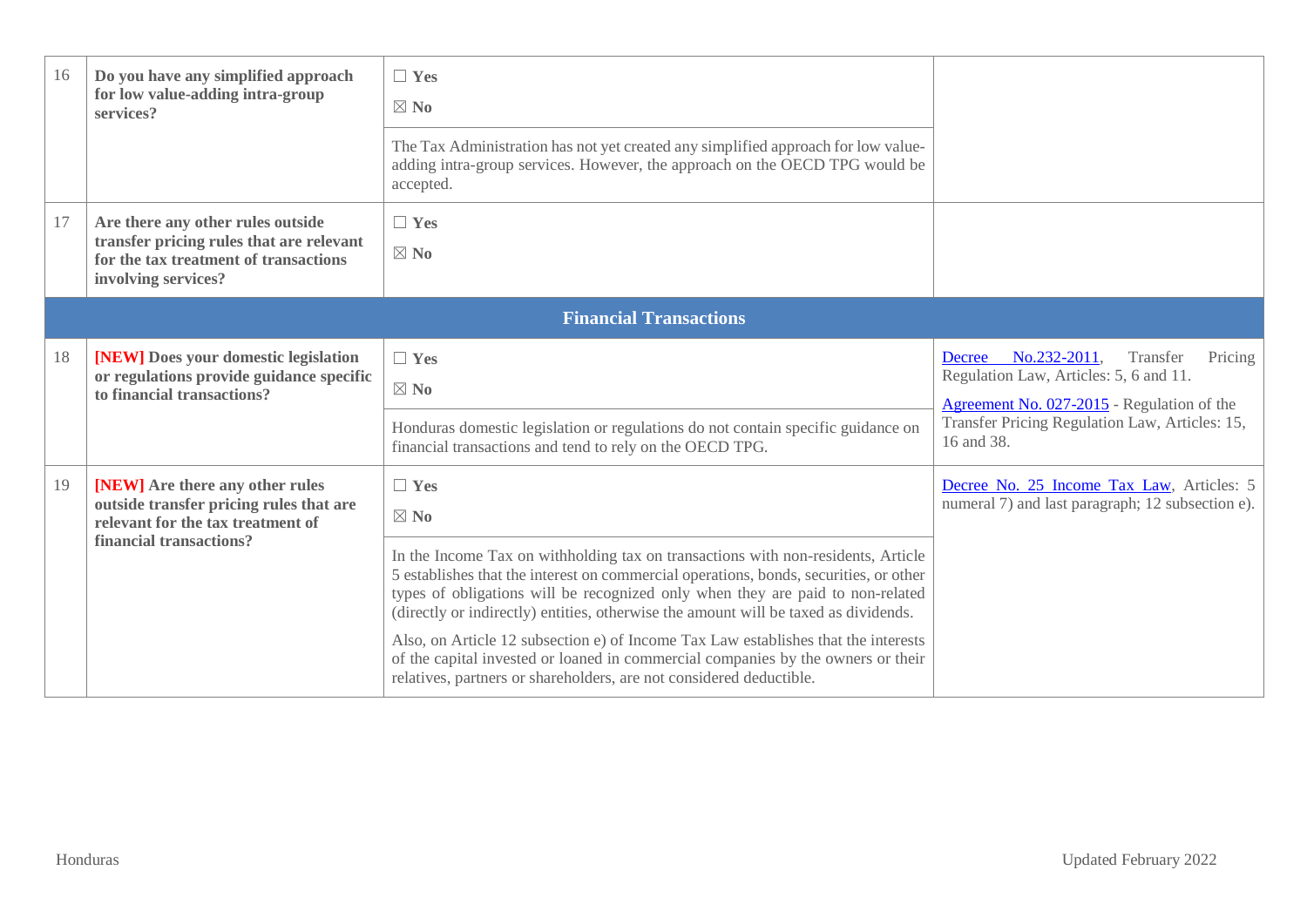| | | | |
|---|---|---|---|
| 16 | **Do you have any simplified approach for low value-adding intra-group services?** | ☐ **Yes**<br>☒ **No**<br><br>The Tax Administration has not yet created any simplified approach for low value-adding intra-group services. However, the approach on the OECD TPG would be accepted. | |
| 17 | **Are there any other rules outside transfer pricing rules that are relevant for the tax treatment of transactions involving services?** | ☐ **Yes**<br>☒ **No** | |
| | **Financial Transactions** | | |
| 18 | **[NEW] Does your domestic legislation or regulations provide guidance specific to financial transactions?** | ☐ **Yes**<br>☒ **No**<br><br>Honduras domestic legislation or regulations do not contain specific guidance on financial transactions and tend to rely on the OECD TPG. | Decree No.232-2011, Transfer Pricing Regulation Law, Articles: 5, 6 and 11.<br><br>Agreement No. 027-2015 - Regulation of the Transfer Pricing Regulation Law, Articles: 15, 16 and 38. |
| 19 | **[NEW] Are there any other rules outside transfer pricing rules that are relevant for the tax treatment of financial transactions?** | ☐ **Yes**<br>☒ **No**<br><br>In the Income Tax on withholding tax on transactions with non-residents, Article 5 establishes that the interest on commercial operations, bonds, securities, or other types of obligations will be recognized only when they are paid to non-related (directly or indirectly) entities, otherwise the amount will be taxed as dividends.<br><br>Also, on Article 12 subsection e) of Income Tax Law establishes that the interests of the capital invested or loaned in commercial companies by the owners or their relatives, partners or shareholders, are not considered deductible. | Decree No. 25 Income Tax Law, Articles: 5 numeral 7) and last paragraph; 12 subsection e). |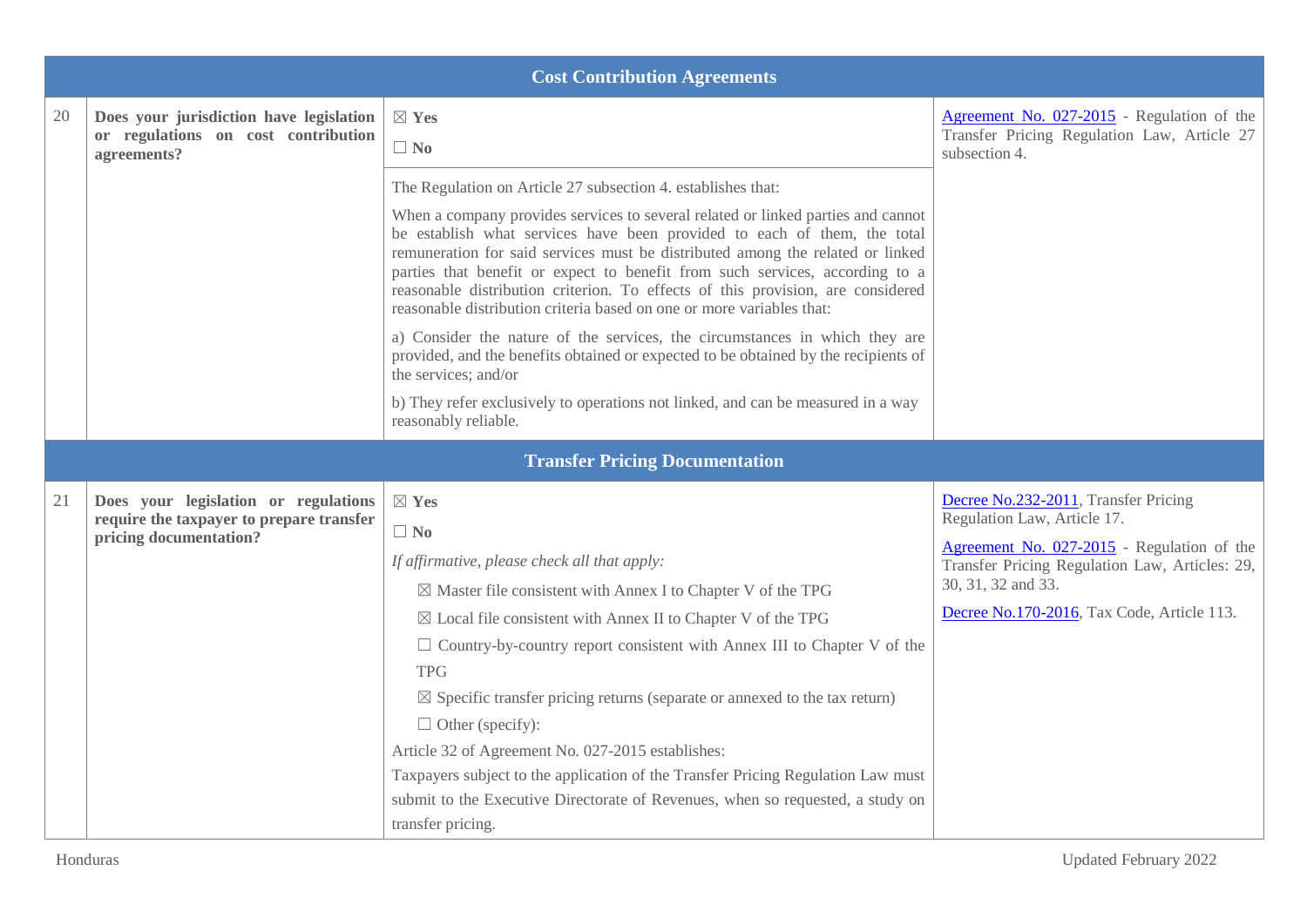| Cost Contribution Agreements | | | |
|---|---|---|---|
| 20 | **Does your jurisdiction have legislation or regulations on cost contribution agreements?** | ☒ **Yes**<br>☐ **No**<br><br>The Regulation on Article 27 subsection 4. establishes that:<br><br>When a company provides services to several related or linked parties and cannot be establish what services have been provided to each of them, the total remuneration for said services must be distributed among the related or linked parties that benefit or expect to benefit from such services, according to a reasonable distribution criterion. To effects of this provision, are considered reasonable distribution criteria based on one or more variables that:<br><br>a) Consider the nature of the services, the circumstances in which they are provided, and the benefits obtained or expected to be obtained by the recipients of the services; and/or<br><br>b) They refer exclusively to operations not linked, and can be measured in a way reasonably reliable. | Agreement No. 027-2015 - Regulation of the Transfer Pricing Regulation Law, Article 27 subsection 4. |
| **Transfer Pricing Documentation** | | | |
| 21 | **Does your legislation or regulations require the taxpayer to prepare transfer pricing documentation?** | ☒ **Yes**<br>☐ **No**<br><br>*If affirmative, please check all that apply:*<br><br>☒ Master file consistent with Annex I to Chapter V of the TPG<br><br>☒ Local file consistent with Annex II to Chapter V of the TPG<br><br>☐ Country-by-country report consistent with Annex III to Chapter V of the TPG<br><br>☒ Specific transfer pricing returns (separate or annexed to the tax return)<br><br>☐ Other (specify):<br><br>Article 32 of Agreement No. 027-2015 establishes:<br>Taxpayers subject to the application of the Transfer Pricing Regulation Law must submit to the Executive Directorate of Revenues, when so requested, a study on transfer pricing. | Decree No.232-2011, Transfer Pricing Regulation Law, Article 17.<br><br>Agreement No. 027-2015 - Regulation of the Transfer Pricing Regulation Law, Articles: 29, 30, 31, 32 and 33.<br><br>Decree No.170-2016, Tax Code, Article 113. |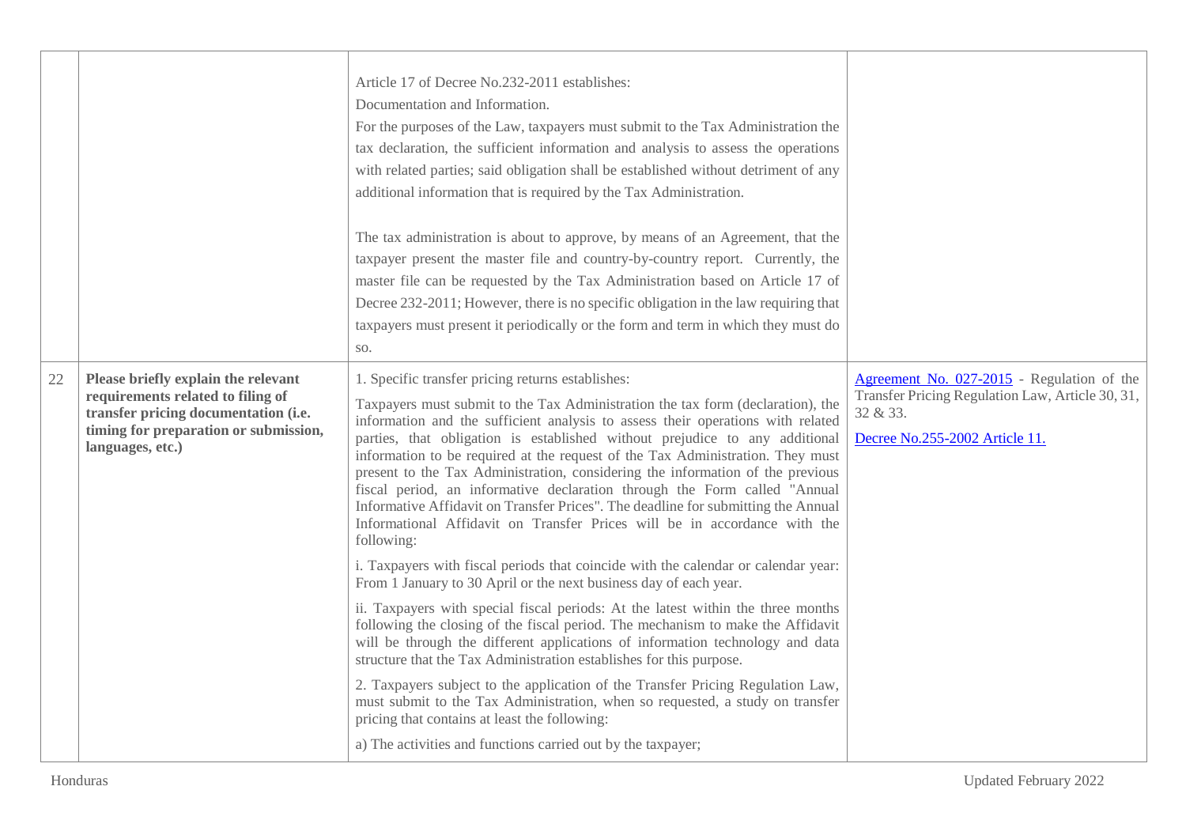| | | | |
|---|---|---|---|
| | | Article 17 of Decree No.232-2011 establishes:<br>Documentation and Information.<br>For the purposes of the Law, taxpayers must submit to the Tax Administration the tax declaration, the sufficient information and analysis to assess the operations with related parties; said obligation shall be established without detriment of any additional information that is required by the Tax Administration.<br><br>The tax administration is about to approve, by means of an Agreement, that the taxpayer present the master file and country-by-country report. Currently, the master file can be requested by the Tax Administration based on Article 17 of Decree 232-2011; However, there is no specific obligation in the law requiring that taxpayers must present it periodically or the form and term in which they must do so. | |
| 22 | **Please briefly explain the relevant requirements related to filing of transfer pricing documentation (i.e. timing for preparation or submission, languages, etc.)** | 1. Specific transfer pricing returns establishes:<br>Taxpayers must submit to the Tax Administration the tax form (declaration), the information and the sufficient analysis to assess their operations with related parties, that obligation is established without prejudice to any additional information to be required at the request of the Tax Administration. They must present to the Tax Administration, considering the information of the previous fiscal period, an informative declaration through the Form called "Annual Informative Affidavit on Transfer Prices". The deadline for submitting the Annual Informational Affidavit on Transfer Prices will be in accordance with the following:<br>i. Taxpayers with fiscal periods that coincide with the calendar or calendar year: From 1 January to 30 April or the next business day of each year.<br>ii. Taxpayers with special fiscal periods: At the latest within the three months following the closing of the fiscal period. The mechanism to make the Affidavit will be through the different applications of information technology and data structure that the Tax Administration establishes for this purpose.<br>2. Taxpayers subject to the application of the Transfer Pricing Regulation Law, must submit to the Tax Administration, when so requested, a study on transfer pricing that contains at least the following:<br>a) The activities and functions carried out by the taxpayer; | Agreement No. 027-2015 - Regulation of the Transfer Pricing Regulation Law, Article 30, 31, 32 & 33.<br><br>Decree No.255-2002 Article 11. |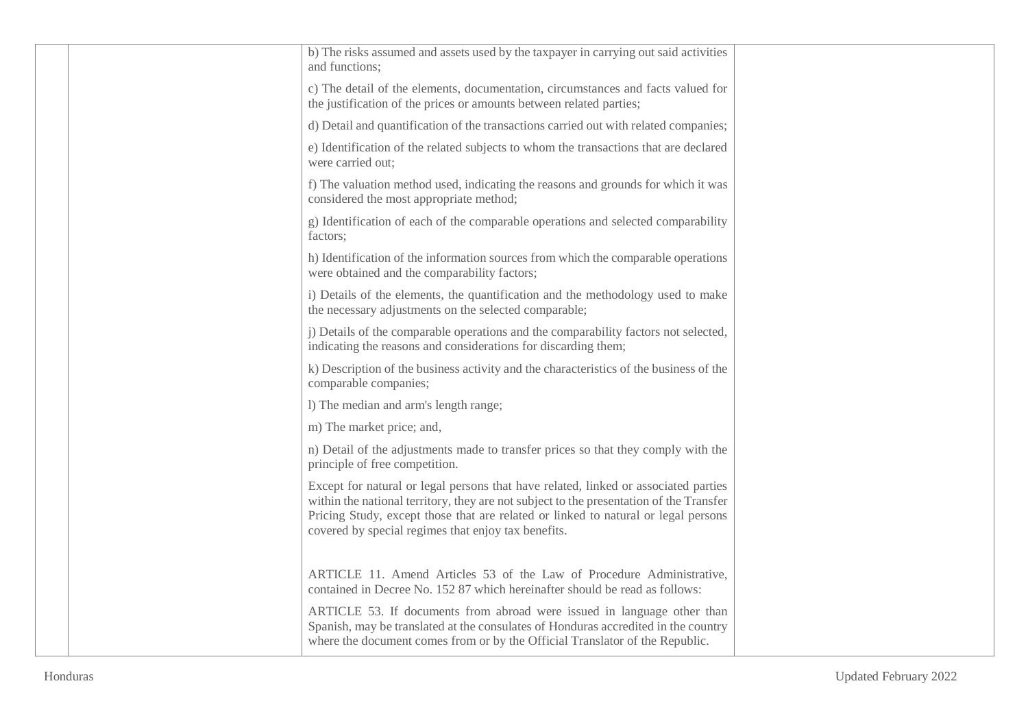| | | b) The risks assumed and assets used by the taxpayer in carrying out said activities and functions;<br><br>c) The detail of the elements, documentation, circumstances and facts valued for the justification of the prices or amounts between related parties;<br><br>d) Detail and quantification of the transactions carried out with related companies;<br><br>e) Identification of the related subjects to whom the transactions that are declared were carried out;<br><br>f) The valuation method used, indicating the reasons and grounds for which it was considered the most appropriate method;<br><br>g) Identification of each of the comparable operations and selected comparability factors;<br><br>h) Identification of the information sources from which the comparable operations were obtained and the comparability factors;<br><br>i) Details of the elements, the quantification and the methodology used to make the necessary adjustments on the selected comparable;<br><br>j) Details of the comparable operations and the comparability factors not selected, indicating the reasons and considerations for discarding them;<br><br>k) Description of the business activity and the characteristics of the business of the comparable companies;<br><br>l) The median and arm's length range;<br><br>m) The market price; and,<br><br>n) Detail of the adjustments made to transfer prices so that they comply with the principle of free competition.<br><br>Except for natural or legal persons that have related, linked or associated parties within the national territory, they are not subject to the presentation of the Transfer Pricing Study, except those that are related or linked to natural or legal persons covered by special regimes that enjoy tax benefits.<br><br>ARTICLE 11. Amend Articles 53 of the Law of Procedure Administrative, contained in Decree No. 152 87 which hereinafter should be read as follows:<br><br>ARTICLE 53. If documents from abroad were issued in language other than Spanish, may be translated at the consulates of Honduras accredited in the country where the document comes from or by the Official Translator of the Republic. | |
|---|---|---|---|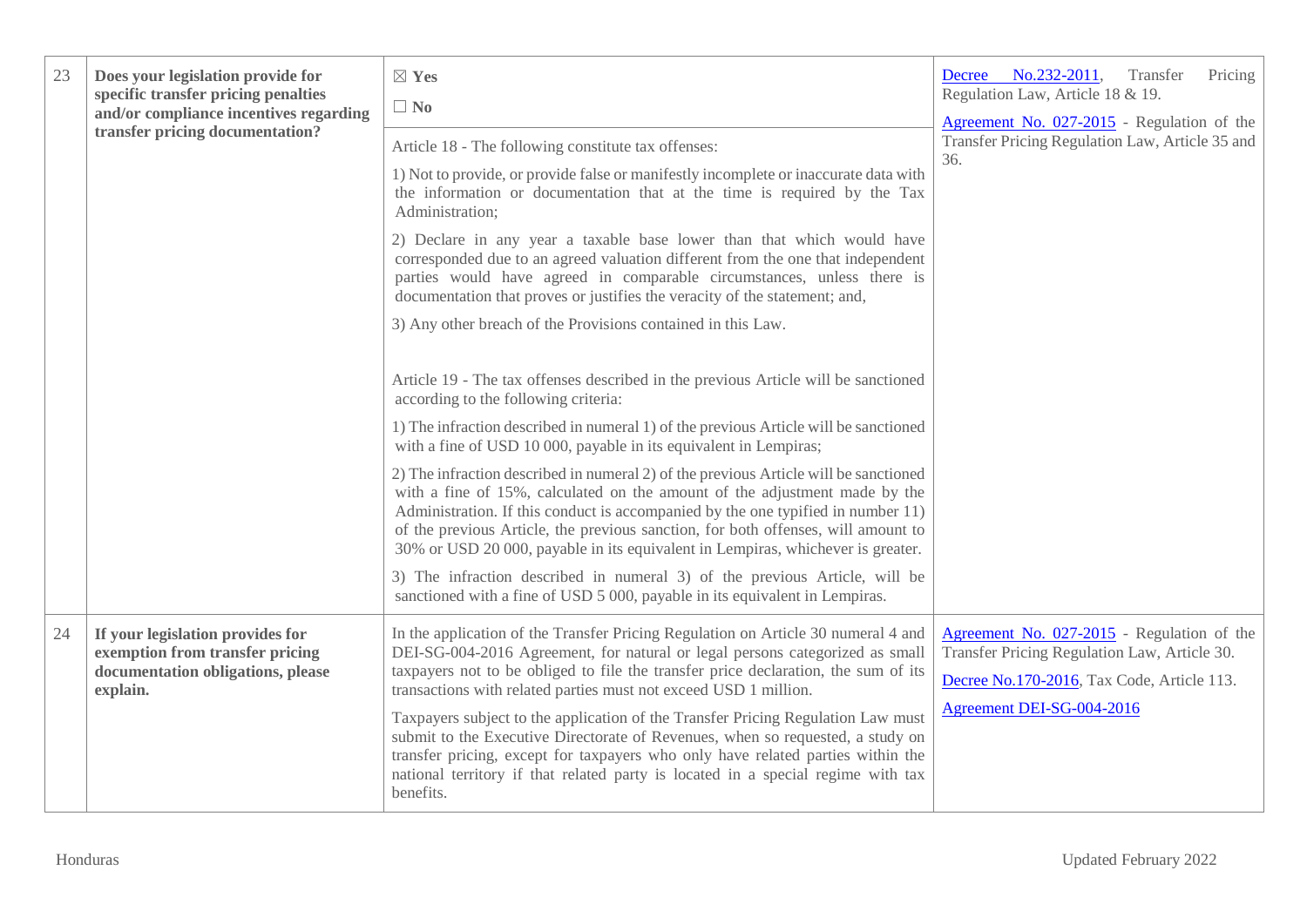| 23 | Does your legislation provide for specific transfer pricing penalties and/or compliance incentives regarding transfer pricing documentation? | ☒ Yes<br>☐ No<br><br>Article 18 - The following constitute tax offenses:<br><br>1) Not to provide, or provide false or manifestly incomplete or inaccurate data with the information or documentation that at the time is required by the Tax Administration;<br><br>2) Declare in any year a taxable base lower than that which would have corresponded due to an agreed valuation different from the one that independent parties would have agreed in comparable circumstances, unless there is documentation that proves or justifies the veracity of the statement; and,<br><br>3) Any other breach of the Provisions contained in this Law.<br><br>Article 19 - The tax offenses described in the previous Article will be sanctioned according to the following criteria:<br><br>1) The infraction described in numeral 1) of the previous Article will be sanctioned with a fine of USD 10 000, payable in its equivalent in Lempiras;<br><br>2) The infraction described in numeral 2) of the previous Article will be sanctioned with a fine of 15%, calculated on the amount of the adjustment made by the Administration. If this conduct is accompanied by the one typified in number 11) of the previous Article, the previous sanction, for both offenses, will amount to 30% or USD 20 000, payable in its equivalent in Lempiras, whichever is greater.<br><br>3) The infraction described in numeral 3) of the previous Article, will be sanctioned with a fine of USD 5 000, payable in its equivalent in Lempiras. | Decree No.232-2011, Transfer Pricing Regulation Law, Article 18 & 19.<br><br>Agreement No. 027-2015 - Regulation of the Transfer Pricing Regulation Law, Article 35 and 36. |
|---|---|---|---|
| 24 | If your legislation provides for exemption from transfer pricing documentation obligations, please explain. | In the application of the Transfer Pricing Regulation on Article 30 numeral 4 and DEI-SG-004-2016 Agreement, for natural or legal persons categorized as small taxpayers not to be obliged to file the transfer price declaration, the sum of its transactions with related parties must not exceed USD 1 million.<br><br>Taxpayers subject to the application of the Transfer Pricing Regulation Law must submit to the Executive Directorate of Revenues, when so requested, a study on transfer pricing, except for taxpayers who only have related parties within the national territory if that related party is located in a special regime with tax benefits. | Agreement No. 027-2015 - Regulation of the Transfer Pricing Regulation Law, Article 30.<br><br>Decree No.170-2016, Tax Code, Article 113.<br><br>Agreement DEI-SG-004-2016 |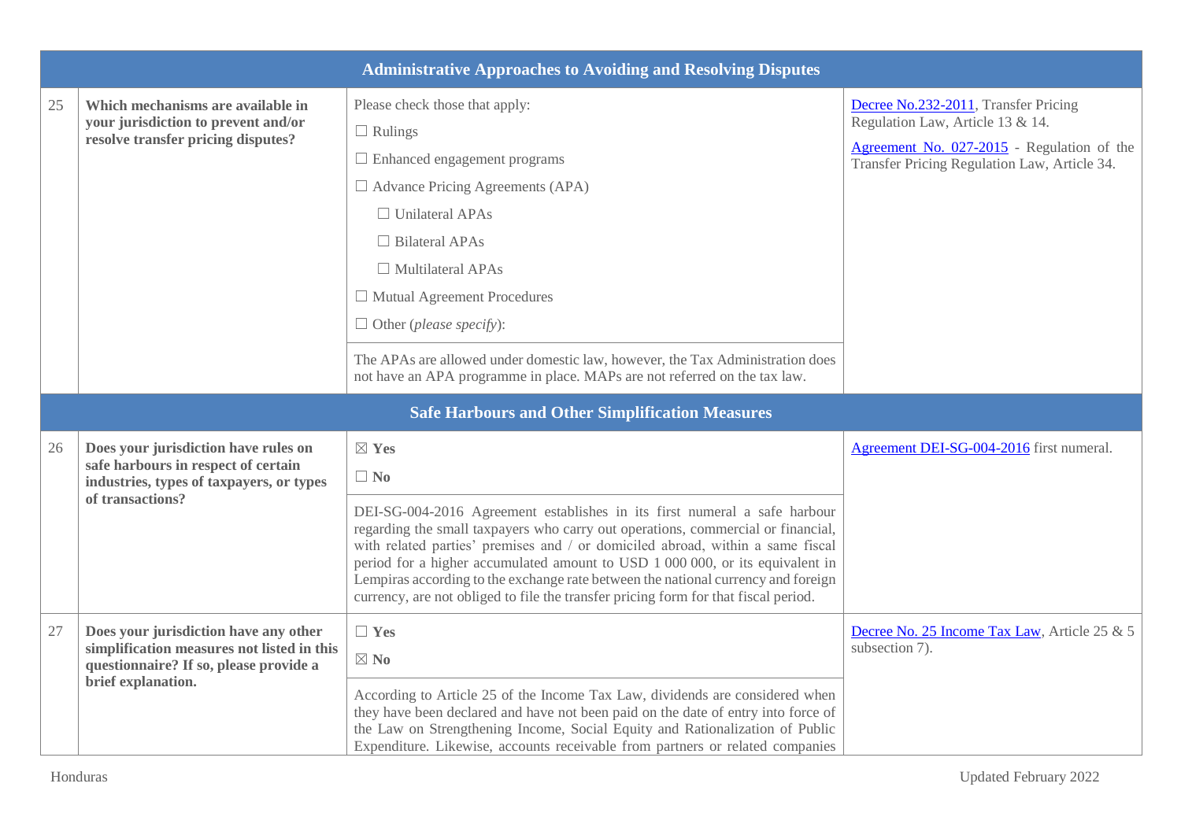| | Administrative Approaches to Avoiding and Resolving Disputes | | |
|---|---|---|---|
| 25 | **Which mechanisms are available in your jurisdiction to prevent and/or resolve transfer pricing disputes?** | Please check those that apply:<br>☐ Rulings<br>☐ Enhanced engagement programs<br>☐ Advance Pricing Agreements (APA)<br>☐ Unilateral APAs<br>☐ Bilateral APAs<br>☐ Multilateral APAs<br>☐ Mutual Agreement Procedures<br>☐ Other (*please specify*):<br><br>The APAs are allowed under domestic law, however, the Tax Administration does not have an APA programme in place. MAPs are not referred on the tax law. | Decree No.232-2011, Transfer Pricing Regulation Law, Article 13 & 14.<br><br>Agreement No. 027-2015 - Regulation of the Transfer Pricing Regulation Law, Article 34. |
| | **Safe Harbours and Other Simplification Measures** | | |
| 26 | **Does your jurisdiction have rules on safe harbours in respect of certain industries, types of taxpayers, or types of transactions?** | ☒ **Yes**<br>☐ **No**<br><br>DEI-SG-004-2016 Agreement establishes in its first numeral a safe harbour regarding the small taxpayers who carry out operations, commercial or financial, with related parties' premises and / or domiciled abroad, within a same fiscal period for a higher accumulated amount to USD 1 000 000, or its equivalent in Lempiras according to the exchange rate between the national currency and foreign currency, are not obliged to file the transfer pricing form for that fiscal period. | Agreement DEI-SG-004-2016 first numeral. |
| 27 | **Does your jurisdiction have any other simplification measures not listed in this questionnaire? If so, please provide a brief explanation.** | ☐ **Yes**<br>☒ **No**<br><br>According to Article 25 of the Income Tax Law, dividends are considered when they have been declared and have not been paid on the date of entry into force of the Law on Strengthening Income, Social Equity and Rationalization of Public Expenditure. Likewise, accounts receivable from partners or related companies | Decree No. 25 Income Tax Law, Article 25 & 5 subsection 7). |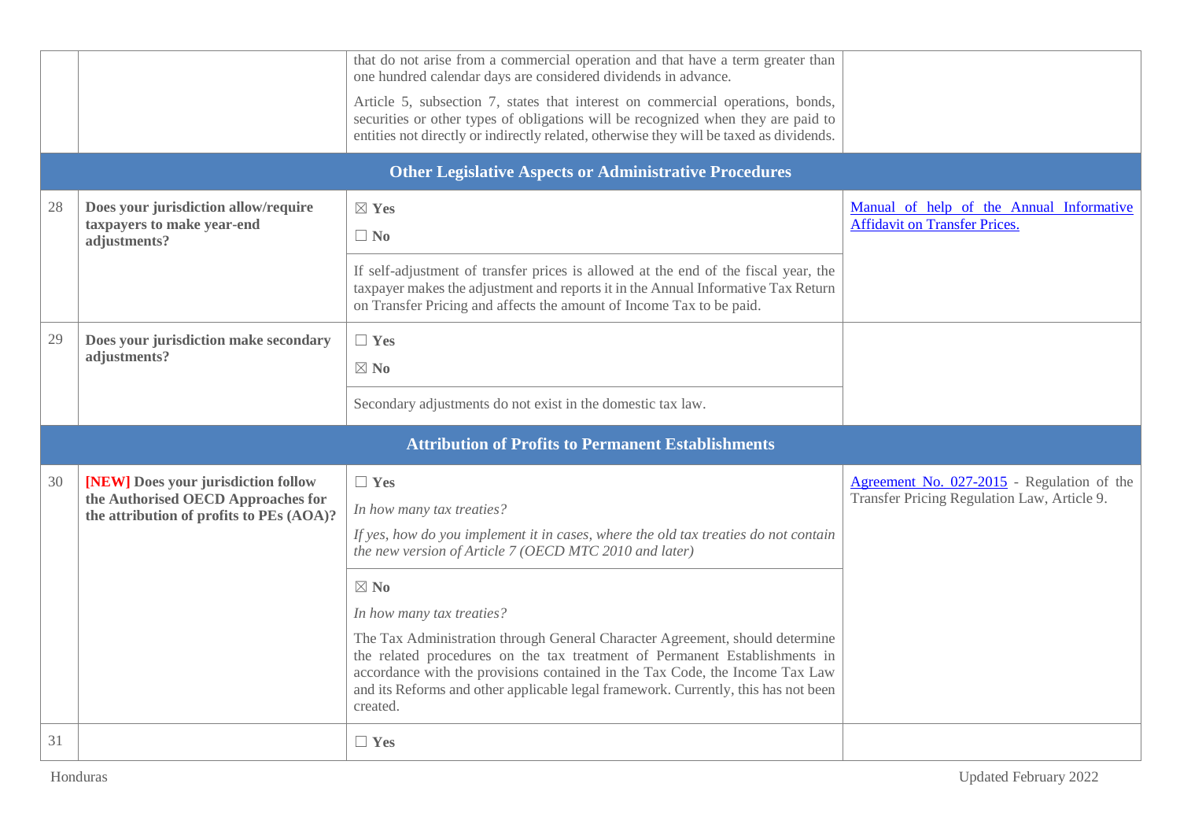| | | | |
|---|---|---|---|
| | | that do not arise from a commercial operation and that have a term greater than one hundred calendar days are considered dividends in advance.<br><br>Article 5, subsection 7, states that interest on commercial operations, bonds, securities or other types of obligations will be recognized when they are paid to entities not directly or indirectly related, otherwise they will be taxed as dividends. | |
| **Other Legislative Aspects or Administrative Procedures** | | | |
| 28 | **Does your jurisdiction allow/require taxpayers to make year-end adjustments?** | ☒ **Yes**<br>☐ **No**<br><br>If self-adjustment of transfer prices is allowed at the end of the fiscal year, the taxpayer makes the adjustment and reports it in the Annual Informative Tax Return on Transfer Pricing and affects the amount of Income Tax to be paid. | Manual of help of the Annual Informative Affidavit on Transfer Prices. |
| 29 | **Does your jurisdiction make secondary adjustments?** | ☐ **Yes**<br>☒ **No**<br><br>Secondary adjustments do not exist in the domestic tax law. | |
| **Attribution of Profits to Permanent Establishments** | | | |
| 30 | **[NEW] Does your jurisdiction follow the Authorised OECD Approaches for the attribution of profits to PEs (AOA)?** | ☐ **Yes**<br>*In how many tax treaties?*<br>*If yes, how do you implement it in cases, where the old tax treaties do not contain the new version of Article 7 (OECD MTC 2010 and later)*<br><br>☒ **No**<br>*In how many tax treaties?*<br>The Tax Administration through General Character Agreement, should determine the related procedures on the tax treatment of Permanent Establishments in accordance with the provisions contained in the Tax Code, the Income Tax Law and its Reforms and other applicable legal framework. Currently, this has not been created. | Agreement No. 027-2015 - Regulation of the Transfer Pricing Regulation Law, Article 9. |
| 31 | | ☐ **Yes** | |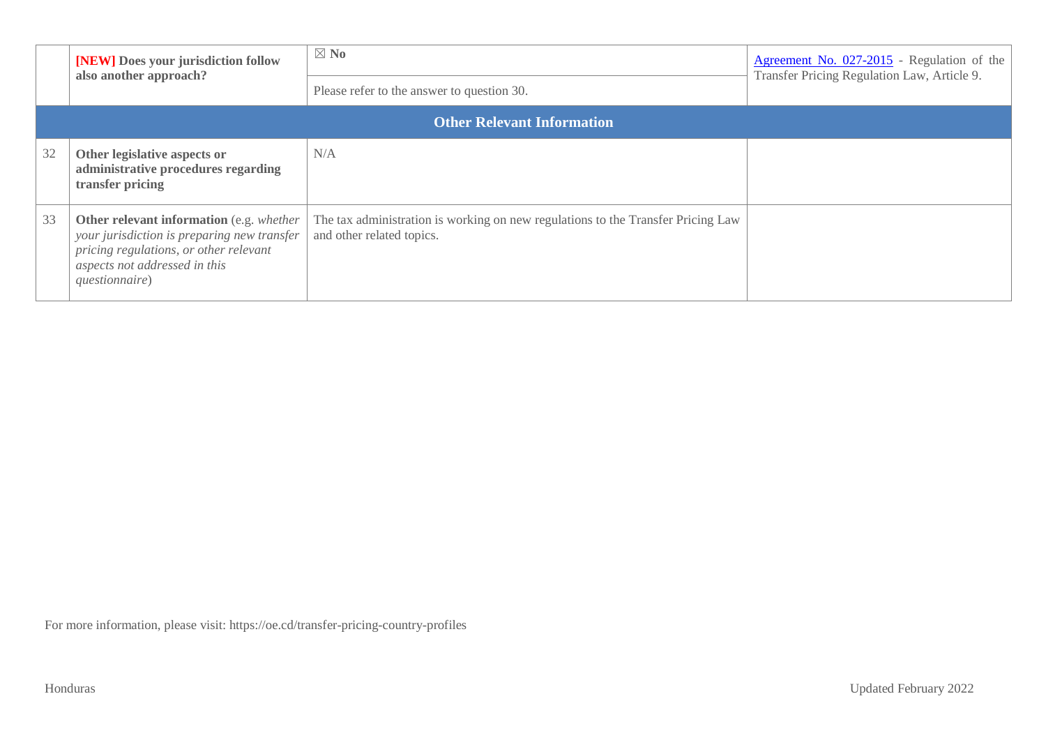| | | | |
|---|---|---|---|
| | **[NEW] Does your jurisdiction follow also another approach?** | ☒ **No** | Agreement No. 027-2015 - Regulation of the Transfer Pricing Regulation Law, Article 9. |
| | | Please refer to the answer to question 30. | |
| | **Other Relevant Information** | | |
| 32 | **Other legislative aspects or administrative procedures regarding transfer pricing** | N/A | |
| 33 | **Other relevant information** (e.g. *whether your jurisdiction is preparing new transfer pricing regulations, or other relevant aspects not addressed in this questionnaire*) | The tax administration is working on new regulations to the Transfer Pricing Law and other related topics. | |

For more information, please visit: https://oe.cd/transfer-pricing-country-profiles

Honduras

Updated February 2022